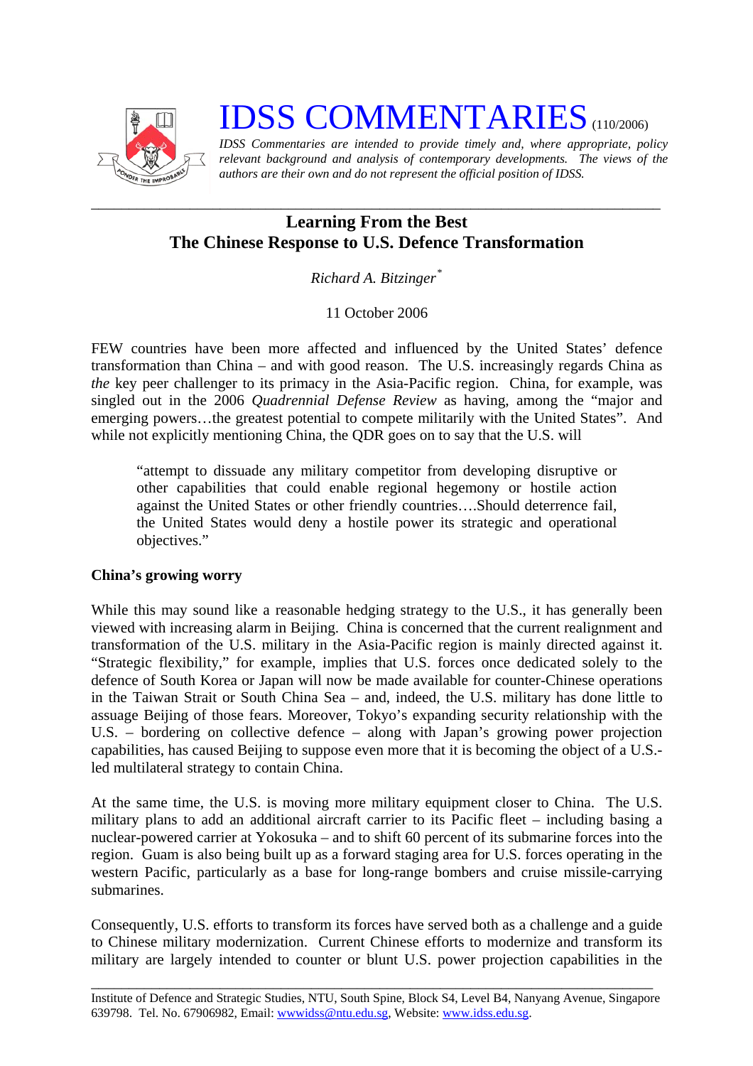# IDSS COMMENTARIES (110/2006)

*IDSS Commentaries are intended to provide timely and, where appropriate, policy relevant background and analysis of contemporary developments. The views of the authors are their own and do not represent the official position of IDSS.*

---

## Learning From the Best
## The Chinese Response to U.S. Defence Transformation

*Richard A. Bitzinger*[*]

11 October 2006

FEW countries have been more affected and influenced by the United States' defence transformation than China – and with good reason. The U.S. increasingly regards China as *the* key peer challenger to its primacy in the Asia-Pacific region. China, for example, was singled out in the 2006 *Quadrennial Defense Review* as having, among the "major and emerging powers…the greatest potential to compete militarily with the United States". And while not explicitly mentioning China, the QDR goes on to say that the U.S. will

> "attempt to dissuade any military competitor from developing disruptive or other capabilities that could enable regional hegemony or hostile action against the United States or other friendly countries….Should deterrence fail, the United States would deny a hostile power its strategic and operational objectives."

**China's growing worry**

While this may sound like a reasonable hedging strategy to the U.S., it has generally been viewed with increasing alarm in Beijing. China is concerned that the current realignment and transformation of the U.S. military in the Asia-Pacific region is mainly directed against it. "Strategic flexibility," for example, implies that U.S. forces once dedicated solely to the defence of South Korea or Japan will now be made available for counter-Chinese operations in the Taiwan Strait or South China Sea – and, indeed, the U.S. military has done little to assuage Beijing of those fears. Moreover, Tokyo's expanding security relationship with the U.S. – bordering on collective defence – along with Japan's growing power projection capabilities, has caused Beijing to suppose even more that it is becoming the object of a U.S.-led multilateral strategy to contain China.

At the same time, the U.S. is moving more military equipment closer to China. The U.S. military plans to add an additional aircraft carrier to its Pacific fleet – including basing a nuclear-powered carrier at Yokosuka – and to shift 60 percent of its submarine forces into the region. Guam is also being built up as a forward staging area for U.S. forces operating in the western Pacific, particularly as a base for long-range bombers and cruise missile-carrying submarines.

Consequently, U.S. efforts to transform its forces have served both as a challenge and a guide to Chinese military modernization. Current Chinese efforts to modernize and transform its military are largely intended to counter or blunt U.S. power projection capabilities in the

---

Institute of Defence and Strategic Studies, NTU, South Spine, Block S4, Level B4, Nanyang Avenue, Singapore 639798. Tel. No. 67906982, Email: wwwidss@ntu.edu.sg, Website: www.idss.edu.sg.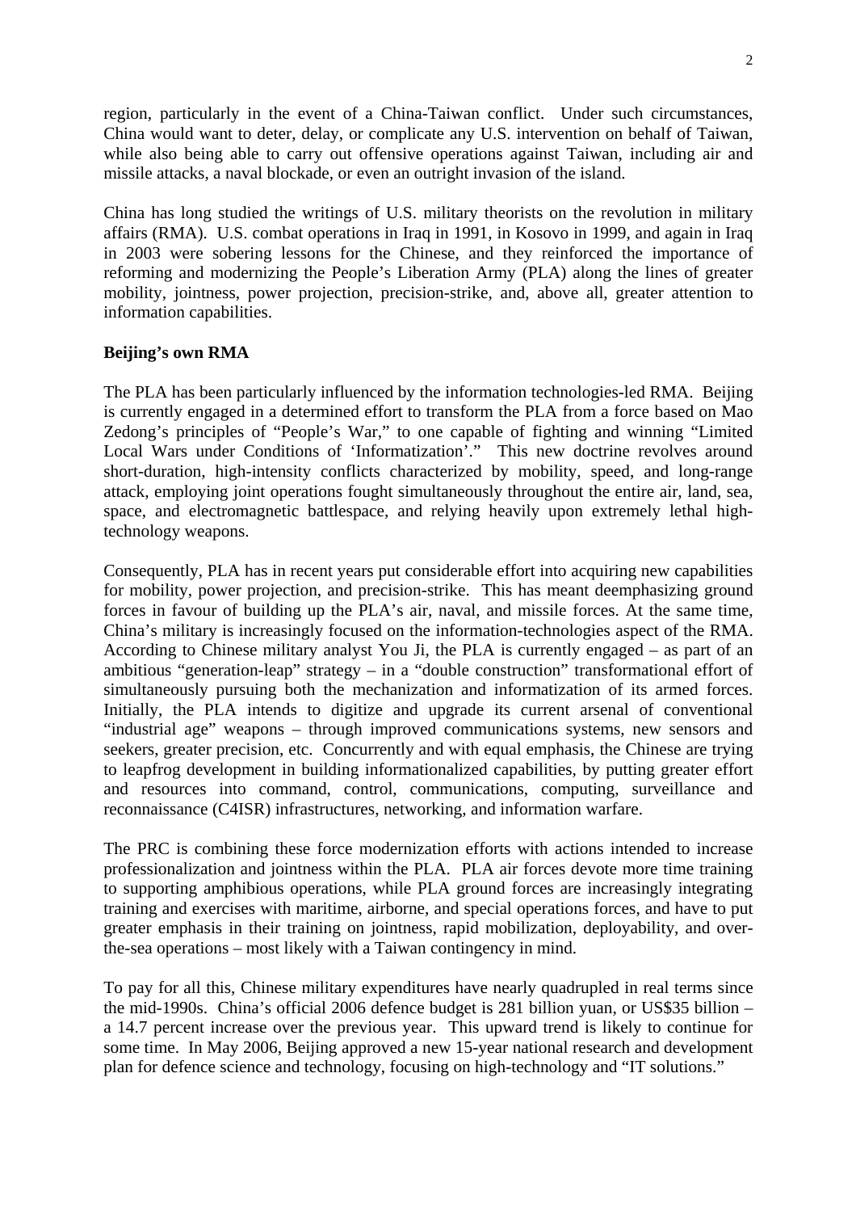region, particularly in the event of a China-Taiwan conflict. Under such circumstances, China would want to deter, delay, or complicate any U.S. intervention on behalf of Taiwan, while also being able to carry out offensive operations against Taiwan, including air and missile attacks, a naval blockade, or even an outright invasion of the island.

China has long studied the writings of U.S. military theorists on the revolution in military affairs (RMA). U.S. combat operations in Iraq in 1991, in Kosovo in 1999, and again in Iraq in 2003 were sobering lessons for the Chinese, and they reinforced the importance of reforming and modernizing the People's Liberation Army (PLA) along the lines of greater mobility, jointness, power projection, precision-strike, and, above all, greater attention to information capabilities.

**Beijing's own RMA**

The PLA has been particularly influenced by the information technologies-led RMA. Beijing is currently engaged in a determined effort to transform the PLA from a force based on Mao Zedong's principles of "People's War," to one capable of fighting and winning "Limited Local Wars under Conditions of 'Informatization'." This new doctrine revolves around short-duration, high-intensity conflicts characterized by mobility, speed, and long-range attack, employing joint operations fought simultaneously throughout the entire air, land, sea, space, and electromagnetic battlespace, and relying heavily upon extremely lethal high-technology weapons.

Consequently, PLA has in recent years put considerable effort into acquiring new capabilities for mobility, power projection, and precision-strike. This has meant deemphasizing ground forces in favour of building up the PLA's air, naval, and missile forces. At the same time, China's military is increasingly focused on the information-technologies aspect of the RMA. According to Chinese military analyst You Ji, the PLA is currently engaged – as part of an ambitious "generation-leap" strategy – in a "double construction" transformational effort of simultaneously pursuing both the mechanization and informatization of its armed forces. Initially, the PLA intends to digitize and upgrade its current arsenal of conventional "industrial age" weapons – through improved communications systems, new sensors and seekers, greater precision, etc. Concurrently and with equal emphasis, the Chinese are trying to leapfrog development in building informationalized capabilities, by putting greater effort and resources into command, control, communications, computing, surveillance and reconnaissance (C4ISR) infrastructures, networking, and information warfare.

The PRC is combining these force modernization efforts with actions intended to increase professionalization and jointness within the PLA. PLA air forces devote more time training to supporting amphibious operations, while PLA ground forces are increasingly integrating training and exercises with maritime, airborne, and special operations forces, and have to put greater emphasis in their training on jointness, rapid mobilization, deployability, and over-the-sea operations – most likely with a Taiwan contingency in mind.

To pay for all this, Chinese military expenditures have nearly quadrupled in real terms since the mid-1990s. China's official 2006 defence budget is 281 billion yuan, or US$35 billion – a 14.7 percent increase over the previous year. This upward trend is likely to continue for some time. In May 2006, Beijing approved a new 15-year national research and development plan for defence science and technology, focusing on high-technology and "IT solutions."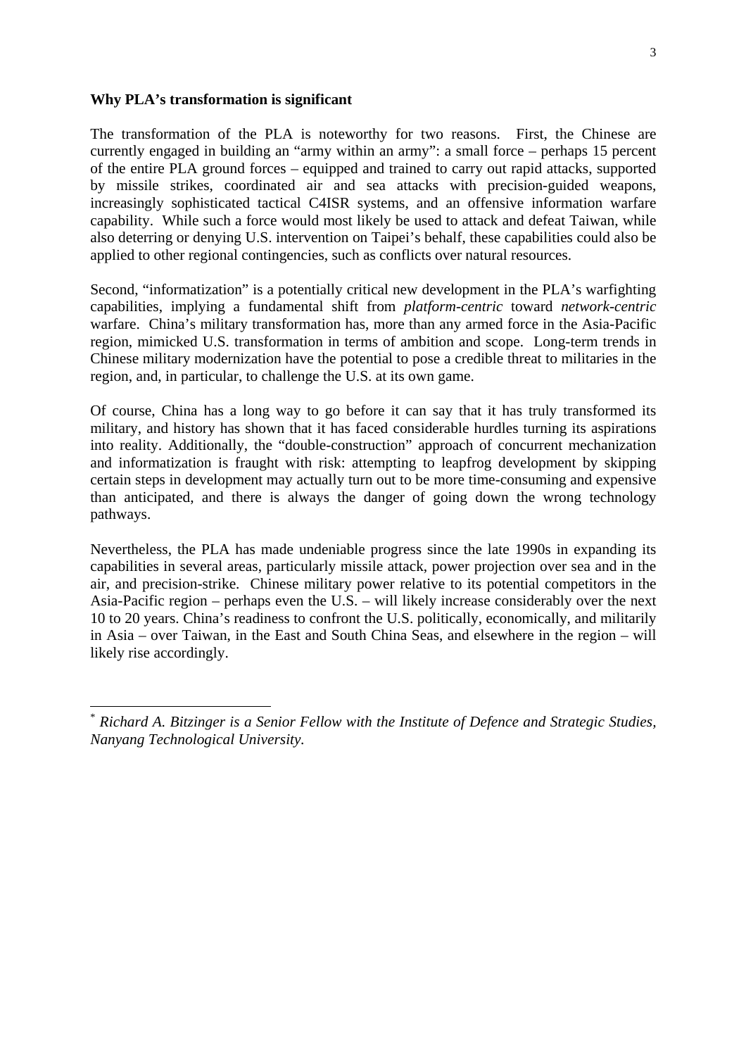**Why PLA's transformation is significant**

The transformation of the PLA is noteworthy for two reasons. First, the Chinese are currently engaged in building an "army within an army": a small force – perhaps 15 percent of the entire PLA ground forces – equipped and trained to carry out rapid attacks, supported by missile strikes, coordinated air and sea attacks with precision-guided weapons, increasingly sophisticated tactical C4ISR systems, and an offensive information warfare capability. While such a force would most likely be used to attack and defeat Taiwan, while also deterring or denying U.S. intervention on Taipei's behalf, these capabilities could also be applied to other regional contingencies, such as conflicts over natural resources.

Second, "informatization" is a potentially critical new development in the PLA's warfighting capabilities, implying a fundamental shift from *platform-centric* toward *network-centric* warfare. China's military transformation has, more than any armed force in the Asia-Pacific region, mimicked U.S. transformation in terms of ambition and scope. Long-term trends in Chinese military modernization have the potential to pose a credible threat to militaries in the region, and, in particular, to challenge the U.S. at its own game.

Of course, China has a long way to go before it can say that it has truly transformed its military, and history has shown that it has faced considerable hurdles turning its aspirations into reality. Additionally, the "double-construction" approach of concurrent mechanization and informatization is fraught with risk: attempting to leapfrog development by skipping certain steps in development may actually turn out to be more time-consuming and expensive than anticipated, and there is always the danger of going down the wrong technology pathways.

Nevertheless, the PLA has made undeniable progress since the late 1990s in expanding its capabilities in several areas, particularly missile attack, power projection over sea and in the air, and precision-strike. Chinese military power relative to its potential competitors in the Asia-Pacific region – perhaps even the U.S. – will likely increase considerably over the next 10 to 20 years. China's readiness to confront the U.S. politically, economically, and militarily in Asia – over Taiwan, in the East and South China Seas, and elsewhere in the region – will likely rise accordingly.

---

[*] *Richard A. Bitzinger is a Senior Fellow with the Institute of Defence and Strategic Studies, Nanyang Technological University.*